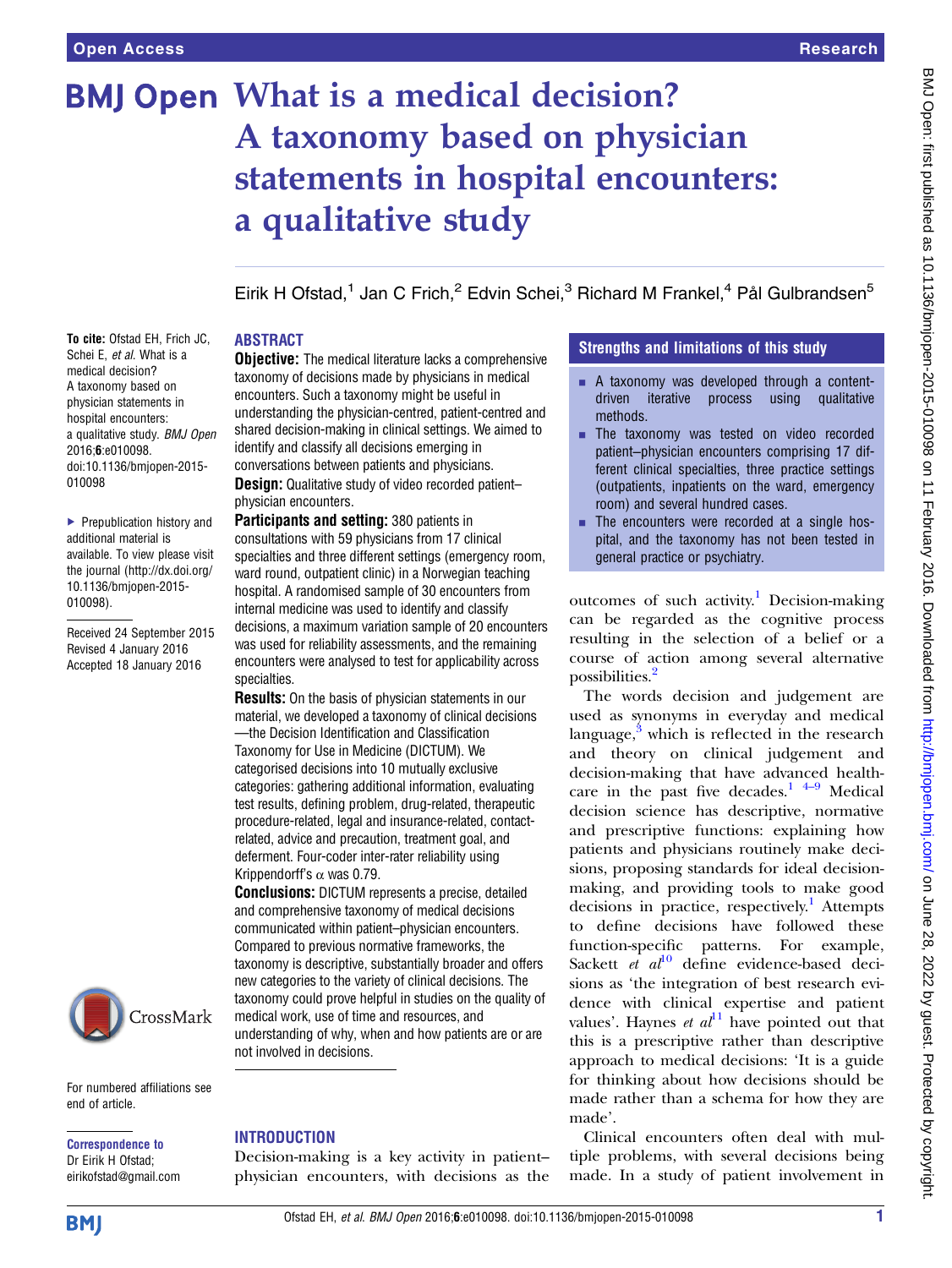# What is a medical decision? A taxonomy based on physician statements in hospital encounters: a qualitative study

Eirik H Ofstad,[1] Jan C Frich,[2] Edvin Schei,[3] Richard M Frankel,[4] Pål Gulbrandsen[5]

**To cite:** Ofstad EH, Frich JC, Schei E, *et al*. What is a medical decision? A taxonomy based on physician statements in hospital encounters: a qualitative study. *BMJ Open* 2016;**6**:e010098. doi:10.1136/bmjopen-2015-010098

▸ Prepublication history and additional material is available. To view please visit the journal (http://dx.doi.org/10.1136/bmjopen-2015-010098).

Received 24 September 2015
Revised 4 January 2016
Accepted 18 January 2016

For numbered affiliations see end of article.

**Correspondence to**
Dr Eirik H Ofstad; eirikofstad@gmail.com

## ABSTRACT

**Objective:** The medical literature lacks a comprehensive taxonomy of decisions made by physicians in medical encounters. Such a taxonomy might be useful in understanding the physician-centred, patient-centred and shared decision-making in clinical settings. We aimed to identify and classify all decisions emerging in conversations between patients and physicians.

**Design:** Qualitative study of video recorded patient–physician encounters.

**Participants and setting:** 380 patients in consultations with 59 physicians from 17 clinical specialties and three different settings (emergency room, ward round, outpatient clinic) in a Norwegian teaching hospital. A randomised sample of 30 encounters from internal medicine was used to identify and classify decisions, a maximum variation sample of 20 encounters was used for reliability assessments, and the remaining encounters were analysed to test for applicability across specialties.

**Results:** On the basis of physician statements in our material, we developed a taxonomy of clinical decisions—the Decision Identification and Classification Taxonomy for Use in Medicine (DICTUM). We categorised decisions into 10 mutually exclusive categories: gathering additional information, evaluating test results, defining problem, drug-related, therapeutic procedure-related, legal and insurance-related, contact-related, advice and precaution, treatment goal, and deferment. Four-coder inter-rater reliability using Krippendorff's α was 0.79.

**Conclusions:** DICTUM represents a precise, detailed and comprehensive taxonomy of medical decisions communicated within patient–physician encounters. Compared to previous normative frameworks, the taxonomy is descriptive, substantially broader and offers new categories to the variety of clinical decisions. The taxonomy could prove helpful in studies on the quality of medical work, use of time and resources, and understanding of why, when and how patients are or are not involved in decisions.

## Strengths and limitations of this study

- A taxonomy was developed through a content-driven iterative process using qualitative methods.
- The taxonomy was tested on video recorded patient–physician encounters comprising 17 different clinical specialties, three practice settings (outpatients, inpatients on the ward, emergency room) and several hundred cases.
- The encounters were recorded at a single hospital, and the taxonomy has not been tested in general practice or psychiatry.

## INTRODUCTION

Decision-making is a key activity in patient–physician encounters, with decisions as the outcomes of such activity.[1] Decision-making can be regarded as the cognitive process resulting in the selection of a belief or a course of action among several alternative possibilities.[2]

The words decision and judgement are used as synonyms in everyday and medical language,[3] which is reflected in the research and theory on clinical judgement and decision-making that have advanced healthcare in the past five decades.[1 4–9] Medical decision science has descriptive, normative and prescriptive functions: explaining how patients and physicians routinely make decisions, proposing standards for ideal decision-making, and providing tools to make good decisions in practice, respectively.[1] Attempts to define decisions have followed these function-specific patterns. For example, Sackett *et al*[10] define evidence-based decisions as 'the integration of best research evidence with clinical expertise and patient values'. Haynes *et al*[11] have pointed out that this is a prescriptive rather than descriptive approach to medical decisions: 'It is a guide for thinking about how decisions should be made rather than a schema for how they are made'.

Clinical encounters often deal with multiple problems, with several decisions being made. In a study of patient involvement in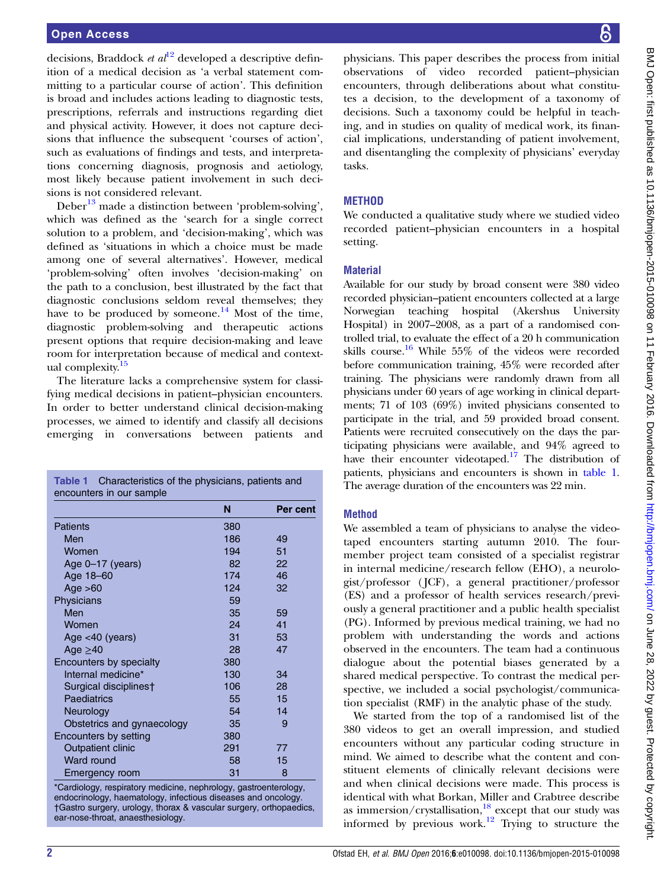decisions, Braddock *et al*[12] developed a descriptive definition of a medical decision as 'a verbal statement committing to a particular course of action'. This definition is broad and includes actions leading to diagnostic tests, prescriptions, referrals and instructions regarding diet and physical activity. However, it does not capture decisions that influence the subsequent 'courses of action', such as evaluations of findings and tests, and interpretations concerning diagnosis, prognosis and aetiology, most likely because patient involvement in such decisions is not considered relevant.

Deber[13] made a distinction between 'problem-solving', which was defined as the 'search for a single correct solution to a problem, and 'decision-making', which was defined as 'situations in which a choice must be made among one of several alternatives'. However, medical 'problem-solving' often involves 'decision-making' on the path to a conclusion, best illustrated by the fact that diagnostic conclusions seldom reveal themselves; they have to be produced by someone.[14] Most of the time, diagnostic problem-solving and therapeutic actions present options that require decision-making and leave room for interpretation because of medical and contextual complexity.[15]

The literature lacks a comprehensive system for classifying medical decisions in patient–physician encounters. In order to better understand clinical decision-making processes, we aimed to identify and classify all decisions emerging in conversations between patients and physicians. This paper describes the process from initial observations of video recorded patient–physician encounters, through deliberations about what constitutes a decision, to the development of a taxonomy of decisions. Such a taxonomy could be helpful in teaching, and in studies on quality of medical work, its financial implications, understanding of patient involvement, and disentangling the complexity of physicians' everyday tasks.

**Table 1** Characteristics of the physicians, patients and encounters in our sample

| | N | Per cent |
|---|---|---|
| Patients | 380 | |
| Men | 186 | 49 |
| Women | 194 | 51 |
| Age 0–17 (years) | 82 | 22 |
| Age 18–60 | 174 | 46 |
| Age >60 | 124 | 32 |
| Physicians | 59 | |
| Men | 35 | 59 |
| Women | 24 | 41 |
| Age <40 (years) | 31 | 53 |
| Age ≥40 | 28 | 47 |
| Encounters by specialty | 380 | |
| Internal medicine* | 130 | 34 |
| Surgical disciplines† | 106 | 28 |
| Paediatrics | 55 | 15 |
| Neurology | 54 | 14 |
| Obstetrics and gynaecology | 35 | 9 |
| Encounters by setting | 380 | |
| Outpatient clinic | 291 | 77 |
| Ward round | 58 | 15 |
| Emergency room | 31 | 8 |

*Cardiology, respiratory medicine, nephrology, gastroenterology, endocrinology, haematology, infectious diseases and oncology.
†Gastro surgery, urology, thorax & vascular surgery, orthopaedics, ear-nose-throat, anaesthesiology.

## METHOD

We conducted a qualitative study where we studied video recorded patient–physician encounters in a hospital setting.

### Material

Available for our study by broad consent were 380 video recorded physician–patient encounters collected at a large Norwegian teaching hospital (Akershus University Hospital) in 2007–2008, as a part of a randomised controlled trial, to evaluate the effect of a 20 h communication skills course.[16] While 55% of the videos were recorded before communication training, 45% were recorded after training. The physicians were randomly drawn from all physicians under 60 years of age working in clinical departments; 71 of 103 (69%) invited physicians consented to participate in the trial, and 59 provided broad consent. Patients were recruited consecutively on the days the participating physicians were available, and 94% agreed to have their encounter videotaped.[17] The distribution of patients, physicians and encounters is shown in table 1. The average duration of the encounters was 22 min.

### Method

We assembled a team of physicians to analyse the videotaped encounters starting autumn 2010. The four-member project team consisted of a specialist registrar in internal medicine/research fellow (EHO), a neurologist/professor (JCF), a general practitioner/professor (ES) and a professor of health services research/previously a general practitioner and a public health specialist (PG). Informed by previous medical training, we had no problem with understanding the words and actions observed in the encounters. The team had a continuous dialogue about the potential biases generated by a shared medical perspective. To contrast the medical perspective, we included a social psychologist/communication specialist (RMF) in the analytic phase of the study.

We started from the top of a randomised list of the 380 videos to get an overall impression, and studied encounters without any particular coding structure in mind. We aimed to describe what the content and constituent elements of clinically relevant decisions were and when clinical decisions were made. This process is identical with what Borkan, Miller and Crabtree describe as immersion/crystallisation,[18] except that our study was informed by previous work.[12] Trying to structure the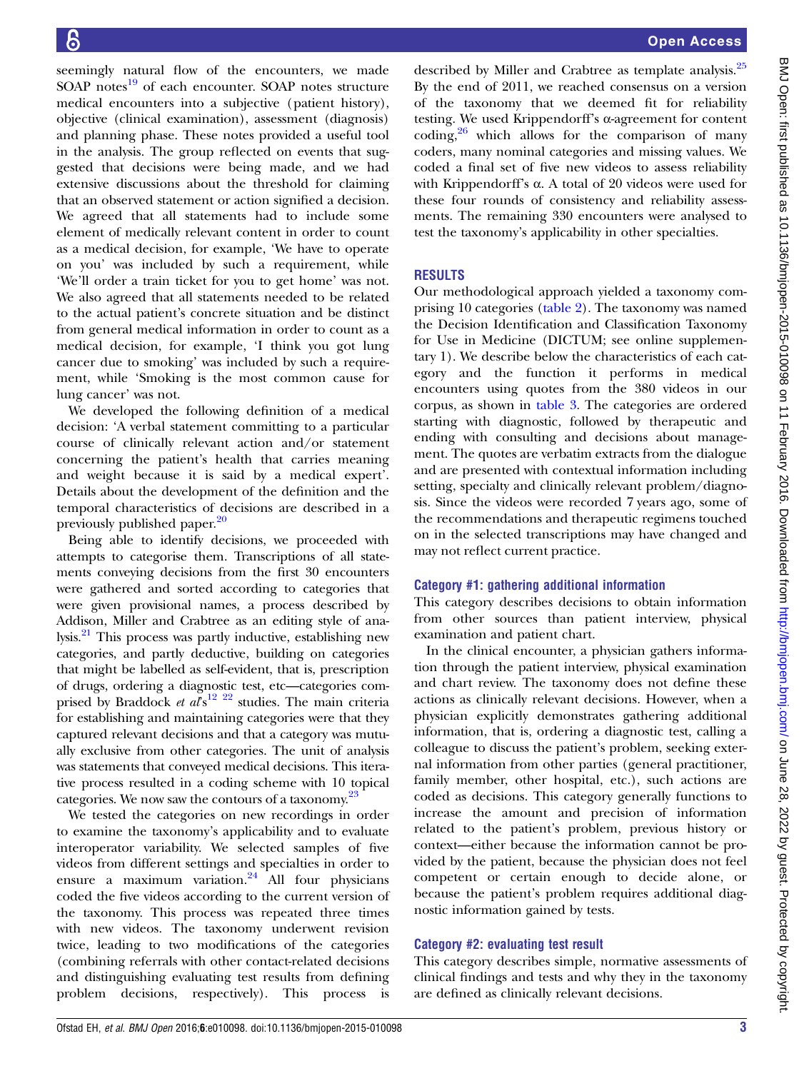seemingly natural flow of the encounters, we made SOAP notes[19] of each encounter. SOAP notes structure medical encounters into a subjective (patient history), objective (clinical examination), assessment (diagnosis) and planning phase. These notes provided a useful tool in the analysis. The group reflected on events that suggested that decisions were being made, and we had extensive discussions about the threshold for claiming that an observed statement or action signified a decision. We agreed that all statements had to include some element of medically relevant content in order to count as a medical decision, for example, 'We have to operate on you' was included by such a requirement, while 'We'll order a train ticket for you to get home' was not. We also agreed that all statements needed to be related to the actual patient's concrete situation and be distinct from general medical information in order to count as a medical decision, for example, 'I think you got lung cancer due to smoking' was included by such a requirement, while 'Smoking is the most common cause for lung cancer' was not.

We developed the following definition of a medical decision: 'A verbal statement committing to a particular course of clinically relevant action and/or statement concerning the patient's health that carries meaning and weight because it is said by a medical expert'. Details about the development of the definition and the temporal characteristics of decisions are described in a previously published paper.[20]

Being able to identify decisions, we proceeded with attempts to categorise them. Transcriptions of all statements conveying decisions from the first 30 encounters were gathered and sorted according to categories that were given provisional names, a process described by Addison, Miller and Crabtree as an editing style of analysis.[21] This process was partly inductive, establishing new categories, and partly deductive, building on categories that might be labelled as self-evident, that is, prescription of drugs, ordering a diagnostic test, etc—categories comprised by Braddock *et al*'s[12 22] studies. The main criteria for establishing and maintaining categories were that they captured relevant decisions and that a category was mutually exclusive from other categories. The unit of analysis was statements that conveyed medical decisions. This iterative process resulted in a coding scheme with 10 topical categories. We now saw the contours of a taxonomy.[23]

We tested the categories on new recordings in order to examine the taxonomy's applicability and to evaluate interoperator variability. We selected samples of five videos from different settings and specialties in order to ensure a maximum variation.[24] All four physicians coded the five videos according to the current version of the taxonomy. This process was repeated three times with new videos. The taxonomy underwent revision twice, leading to two modifications of the categories (combining referrals with other contact-related decisions and distinguishing evaluating test results from defining problem decisions, respectively). This process is described by Miller and Crabtree as template analysis.[25] By the end of 2011, we reached consensus on a version of the taxonomy that we deemed fit for reliability testing. We used Krippendorff's α-agreement for content coding,[26] which allows for the comparison of many coders, many nominal categories and missing values. We coded a final set of five new videos to assess reliability with Krippendorff's α. A total of 20 videos were used for these four rounds of consistency and reliability assessments. The remaining 330 encounters were analysed to test the taxonomy's applicability in other specialties.

## RESULTS

Our methodological approach yielded a taxonomy comprising 10 categories (table 2). The taxonomy was named the Decision Identification and Classification Taxonomy for Use in Medicine (DICTUM; see online supplementary 1). We describe below the characteristics of each category and the function it performs in medical encounters using quotes from the 380 videos in our corpus, as shown in table 3. The categories are ordered starting with diagnostic, followed by therapeutic and ending with consulting and decisions about management. The quotes are verbatim extracts from the dialogue and are presented with contextual information including setting, specialty and clinically relevant problem/diagnosis. Since the videos were recorded 7 years ago, some of the recommendations and therapeutic regimens touched on in the selected transcriptions may have changed and may not reflect current practice.

### Category #1: gathering additional information

This category describes decisions to obtain information from other sources than patient interview, physical examination and patient chart.

In the clinical encounter, a physician gathers information through the patient interview, physical examination and chart review. The taxonomy does not define these actions as clinically relevant decisions. However, when a physician explicitly demonstrates gathering additional information, that is, ordering a diagnostic test, calling a colleague to discuss the patient's problem, seeking external information from other parties (general practitioner, family member, other hospital, etc.), such actions are coded as decisions. This category generally functions to increase the amount and precision of information related to the patient's problem, previous history or context—either because the information cannot be provided by the patient, because the physician does not feel competent or certain enough to decide alone, or because the patient's problem requires additional diagnostic information gained by tests.

### Category #2: evaluating test result

This category describes simple, normative assessments of clinical findings and tests and why they in the taxonomy are defined as clinically relevant decisions.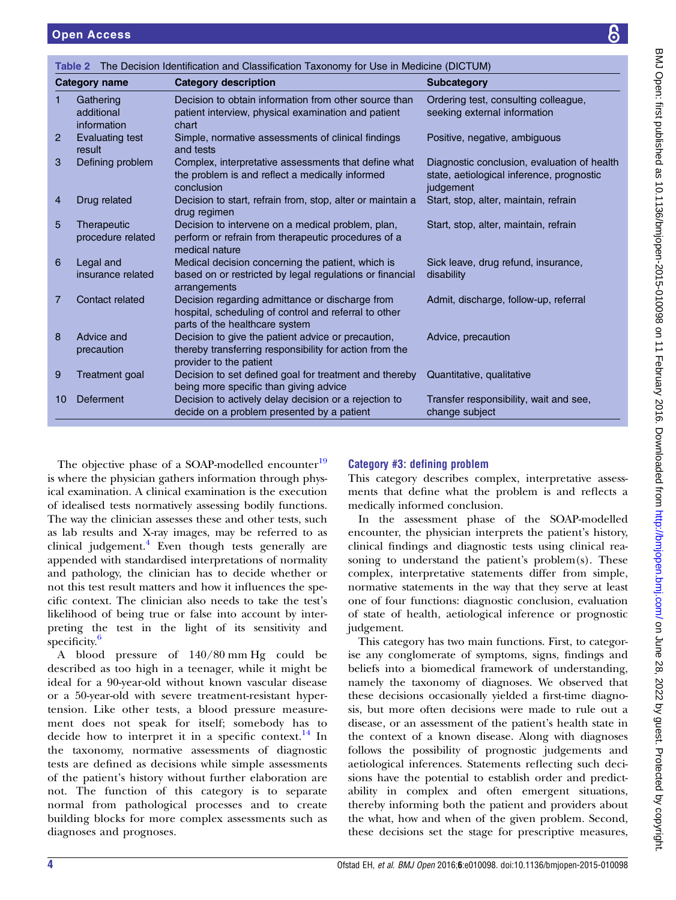**Table 2** The Decision Identification and Classification Taxonomy for Use in Medicine (DICTUM)

| | Category name | Category description | Subcategory |
|---|---|---|---|
| 1 | Gathering additional information | Decision to obtain information from other source than patient interview, physical examination and patient chart | Ordering test, consulting colleague, seeking external information |
| 2 | Evaluating test result | Simple, normative assessments of clinical findings and tests | Positive, negative, ambiguous |
| 3 | Defining problem | Complex, interpretative assessments that define what the problem is and reflect a medically informed conclusion | Diagnostic conclusion, evaluation of health state, aetiological inference, prognostic judgement |
| 4 | Drug related | Decision to start, refrain from, stop, alter or maintain a drug regimen | Start, stop, alter, maintain, refrain |
| 5 | Therapeutic procedure related | Decision to intervene on a medical problem, plan, perform or refrain from therapeutic procedures of a medical nature | Start, stop, alter, maintain, refrain |
| 6 | Legal and insurance related | Medical decision concerning the patient, which is based on or restricted by legal regulations or financial arrangements | Sick leave, drug refund, insurance, disability |
| 7 | Contact related | Decision regarding admittance or discharge from hospital, scheduling of control and referral to other parts of the healthcare system | Admit, discharge, follow-up, referral |
| 8 | Advice and precaution | Decision to give the patient advice or precaution, thereby transferring responsibility for action from the provider to the patient | Advice, precaution |
| 9 | Treatment goal | Decision to set defined goal for treatment and thereby being more specific than giving advice | Quantitative, qualitative |
| 10 | Deferment | Decision to actively delay decision or a rejection to decide on a problem presented by a patient | Transfer responsibility, wait and see, change subject |

The objective phase of a SOAP-modelled encounter[19] is where the physician gathers information through physical examination. A clinical examination is the execution of idealised tests normatively assessing bodily functions. The way the clinician assesses these and other tests, such as lab results and X-ray images, may be referred to as clinical judgement.[4] Even though tests generally are appended with standardised interpretations of normality and pathology, the clinician has to decide whether or not this test result matters and how it influences the specific context. The clinician also needs to take the test's likelihood of being true or false into account by interpreting the test in the light of its sensitivity and specificity.[6]

A blood pressure of 140/80 mm Hg could be described as too high in a teenager, while it might be ideal for a 90-year-old without known vascular disease or a 50-year-old with severe treatment-resistant hypertension. Like other tests, a blood pressure measurement does not speak for itself; somebody has to decide how to interpret it in a specific context.[14] In the taxonomy, normative assessments of diagnostic tests are defined as decisions while simple assessments of the patient's history without further elaboration are not. The function of this category is to separate normal from pathological processes and to create building blocks for more complex assessments such as diagnoses and prognoses.

### Category #3: defining problem

This category describes complex, interpretative assessments that define what the problem is and reflects a medically informed conclusion.

In the assessment phase of the SOAP-modelled encounter, the physician interprets the patient's history, clinical findings and diagnostic tests using clinical reasoning to understand the patient's problem(s). These complex, interpretative statements differ from simple, normative statements in the way that they serve at least one of four functions: diagnostic conclusion, evaluation of state of health, aetiological inference or prognostic judgement.

This category has two main functions. First, to categorise any conglomerate of symptoms, signs, findings and beliefs into a biomedical framework of understanding, namely the taxonomy of diagnoses. We observed that these decisions occasionally yielded a first-time diagnosis, but more often decisions were made to rule out a disease, or an assessment of the patient's health state in the context of a known disease. Along with diagnoses follows the possibility of prognostic judgements and aetiological inferences. Statements reflecting such decisions have the potential to establish order and predictability in complex and often emergent situations, thereby informing both the patient and providers about the what, how and when of the given problem. Second, these decisions set the stage for prescriptive measures,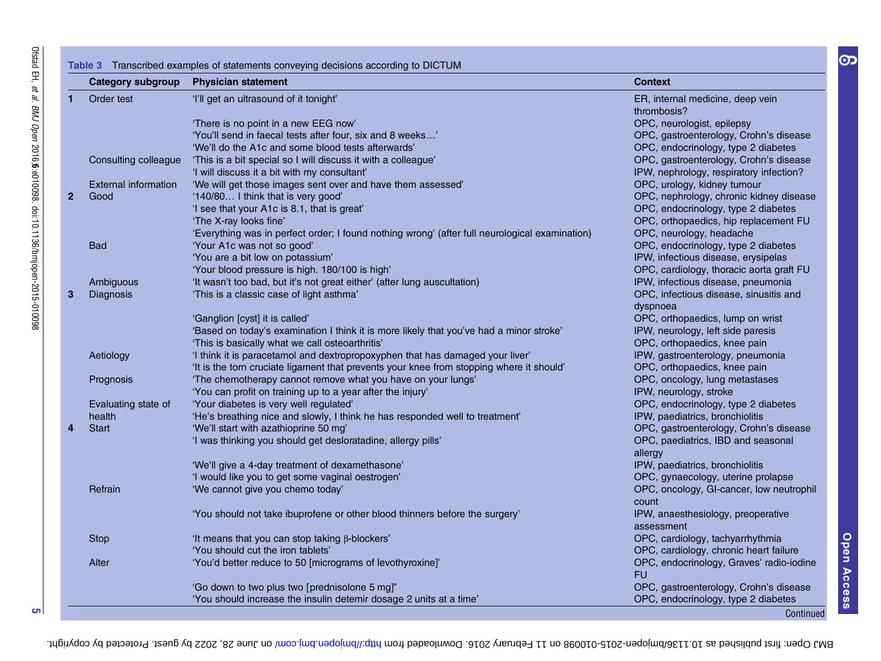**Table 3** Transcribed examples of statements conveying decisions according to DICTUM

| | Category subgroup | Physician statement | Context |
|---|---|---|---|
| 1 | Order test | 'I'll get an ultrasound of it tonight' | ER, internal medicine, deep vein thrombosis? |
| | | 'There is no point in a new EEG now' | OPC, neurologist, epilepsy |
| | | 'You'll send in faecal tests after four, six and 8 weeks…' | OPC, gastroenterology, Crohn's disease |
| | | 'We'll do the A1c and some blood tests afterwards' | OPC, endocrinology, type 2 diabetes |
| | Consulting colleague | 'This is a bit special so I will discuss it with a colleague' | OPC, gastroenterology, Crohn's disease |
| | | 'I will discuss it a bit with my consultant' | IPW, nephrology, respiratory infection? |
| | External information | 'We will get those images sent over and have them assessed' | OPC, urology, kidney tumour |
| 2 | Good | '140/80… I think that is very good' | OPC, nephrology, chronic kidney disease |
| | | 'I see that your A1c is 8.1, that is great' | OPC, endocrinology, type 2 diabetes |
| | | 'The X-ray looks fine' | OPC, orthopaedics, hip replacement FU |
| | | 'Everything was in perfect order; I found nothing wrong' (after full neurological examination) | OPC, neurology, headache |
| | Bad | 'Your A1c was not so good' | OPC, endocrinology, type 2 diabetes |
| | | 'You are a bit low on potassium' | IPW, infectious disease, erysipelas |
| | | 'Your blood pressure is high. 180/100 is high' | OPC, cardiology, thoracic aorta graft FU |
| | Ambiguous | 'It wasn't too bad, but it's not great either' (after lung auscultation) | IPW, infectious disease, pneumonia |
| 3 | Diagnosis | 'This is a classic case of light asthma' | OPC, infectious disease, sinusitis and dyspnoea |
| | | 'Ganglion [cyst] it is called' | OPC, orthopaedics, lump on wrist |
| | | 'Based on today's examination I think it is more likely that you've had a minor stroke' | IPW, neurology, left side paresis |
| | | 'This is basically what we call osteoarthritis' | OPC, orthopaedics, knee pain |
| | Aetiology | 'I think it is paracetamol and dextropropoxyphen that has damaged your liver' | IPW, gastroenterology, pneumonia |
| | | 'It is the torn cruciate ligament that prevents your knee from stopping where it should' | OPC, orthopaedics, knee pain |
| | Prognosis | 'The chemotherapy cannot remove what you have on your lungs' | OPC, oncology, lung metastases |
| | | 'You can profit on training up to a year after the injury' | IPW, neurology, stroke |
| | Evaluating state of health | 'Your diabetes is very well regulated' | OPC, endocrinology, type 2 diabetes |
| | | 'He's breathing nice and slowly, I think he has responded well to treatment' | IPW, paediatrics, bronchiolitis |
| 4 | Start | 'We'll start with azathioprine 50 mg' | OPC, gastroenterology, Crohn's disease |
| | | 'I was thinking you should get desloratadine, allergy pills' | OPC, paediatrics, IBD and seasonal allergy |
| | | 'We'll give a 4-day treatment of dexamethasone' | IPW, paediatrics, bronchiolitis |
| | | 'I would like you to get some vaginal oestrogen' | OPC, gynaecology, uterine prolapse |
| | Refrain | 'We cannot give you chemo today' | OPC, oncology, GI-cancer, low neutrophil count |
| | | 'You should not take ibuprofene or other blood thinners before the surgery' | IPW, anaesthesiology, preoperative assessment |
| | Stop | 'It means that you can stop taking β-blockers' | OPC, cardiology, tachyarrhythmia |
| | | 'You should cut the iron tablets' | OPC, cardiology, chronic heart failure |
| | Alter | 'You'd better reduce to 50 [micrograms of levothyroxine]' | OPC, endocrinology, Graves' radio-iodine FU |
| | | 'Go down to two plus two [prednisolone 5 mg]" | OPC, gastroenterology, Crohn's disease |
| | | 'You should increase the insulin detemir dosage 2 units at a time' | OPC, endocrinology, type 2 diabetes |

Continued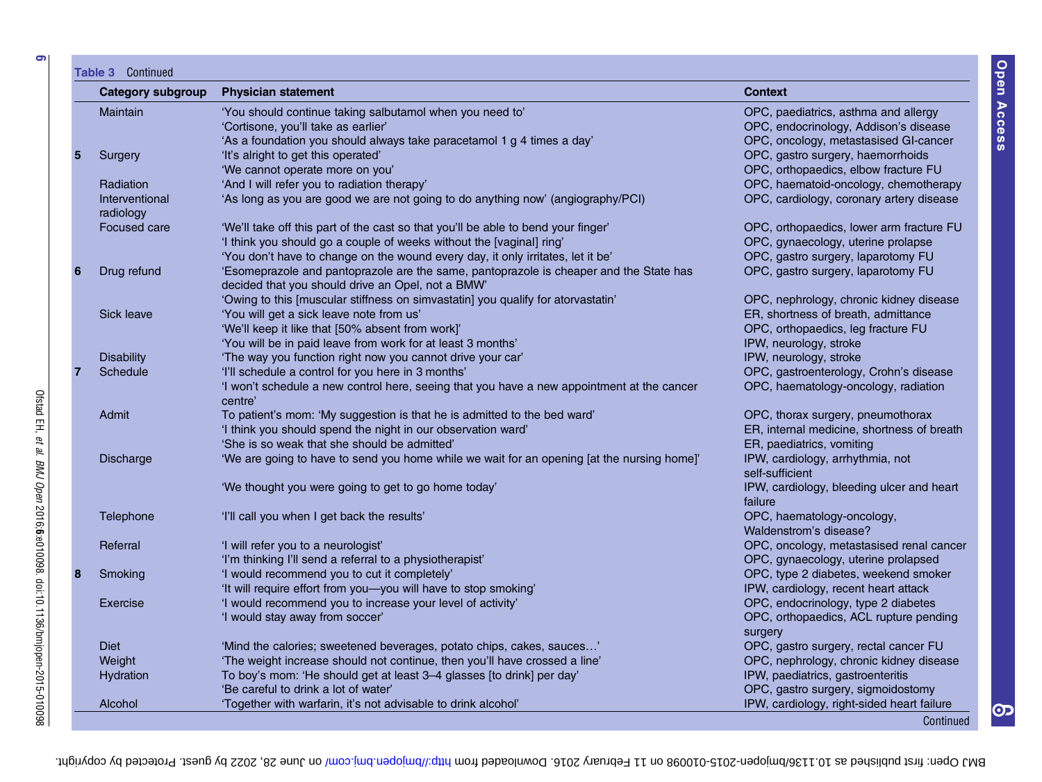**Table 3** Continued

| | Category subgroup | Physician statement | Context |
|---|---|---|---|
| | Maintain | 'You should continue taking salbutamol when you need to' | OPC, paediatrics, asthma and allergy |
| | | 'Cortisone, you'll take as earlier' | OPC, endocrinology, Addison's disease |
| | | 'As a foundation you should always take paracetamol 1 g 4 times a day' | OPC, oncology, metastasised GI-cancer |
| 5 | Surgery | 'It's alright to get this operated' | OPC, gastro surgery, haemorrhoids |
| | | 'We cannot operate more on you' | OPC, orthopaedics, elbow fracture FU |
| | Radiation | 'And I will refer you to radiation therapy' | OPC, haematoid-oncology, chemotherapy |
| | Interventional radiology | 'As long as you are good we are not going to do anything now' (angiography/PCI) | OPC, cardiology, coronary artery disease |
| | Focused care | 'We'll take off this part of the cast so that you'll be able to bend your finger' | OPC, orthopaedics, lower arm fracture FU |
| | | 'I think you should go a couple of weeks without the [vaginal] ring' | OPC, gynaecology, uterine prolapse |
| | | 'You don't have to change on the wound every day, it only irritates, let it be' | OPC, gastro surgery, laparotomy FU |
| 6 | Drug refund | 'Esomeprazole and pantoprazole are the same, pantoprazole is cheaper and the State has decided that you should drive an Opel, not a BMW' | OPC, gastro surgery, laparotomy FU |
| | | 'Owing to this [muscular stiffness on simvastatin] you qualify for atorvastatin' | OPC, nephrology, chronic kidney disease |
| | Sick leave | 'You will get a sick leave note from us' | ER, shortness of breath, admittance |
| | | 'We'll keep it like that [50% absent from work]' | OPC, orthopaedics, leg fracture FU |
| | | 'You will be in paid leave from work for at least 3 months' | IPW, neurology, stroke |
| | Disability | 'The way you function right now you cannot drive your car' | IPW, neurology, stroke |
| 7 | Schedule | 'I'll schedule a control for you here in 3 months' | OPC, gastroenterology, Crohn's disease |
| | | 'I won't schedule a new control here, seeing that you have a new appointment at the cancer centre' | OPC, haematology-oncology, radiation |
| | Admit | To patient's mom: 'My suggestion is that he is admitted to the bed ward' | OPC, thorax surgery, pneumothorax |
| | | 'I think you should spend the night in our observation ward' | ER, internal medicine, shortness of breath |
| | | 'She is so weak that she should be admitted' | ER, paediatrics, vomiting |
| | Discharge | 'We are going to have to send you home while we wait for an opening [at the nursing home]' | IPW, cardiology, arrhythmia, not self-sufficient |
| | | 'We thought you were going to get to go home today' | IPW, cardiology, bleeding ulcer and heart failure |
| | Telephone | 'I'll call you when I get back the results' | OPC, haematology-oncology, Waldenstrom's disease? |
| | Referral | 'I will refer you to a neurologist' | OPC, oncology, metastasised renal cancer |
| | | 'I'm thinking I'll send a referral to a physiotherapist' | OPC, gynaecology, uterine prolapsed |
| 8 | Smoking | 'I would recommend you to cut it completely' | OPC, type 2 diabetes, weekend smoker |
| | | 'It will require effort from you—you will have to stop smoking' | IPW, cardiology, recent heart attack |
| | Exercise | 'I would recommend you to increase your level of activity' | OPC, endocrinology, type 2 diabetes |
| | | 'I would stay away from soccer' | OPC, orthopaedics, ACL rupture pending surgery |
| | Diet | 'Mind the calories; sweetened beverages, potato chips, cakes, sauces…' | OPC, gastro surgery, rectal cancer FU |
| | Weight | 'The weight increase should not continue, then you'll have crossed a line' | OPC, nephrology, chronic kidney disease |
| | Hydration | To boy's mom: 'He should get at least 3–4 glasses [to drink] per day' | IPW, paediatrics, gastroenteritis |
| | | 'Be careful to drink a lot of water' | OPC, gastro surgery, sigmoidostomy |
| | Alcohol | 'Together with warfarin, it's not advisable to drink alcohol' | IPW, cardiology, right-sided heart failure |

Continued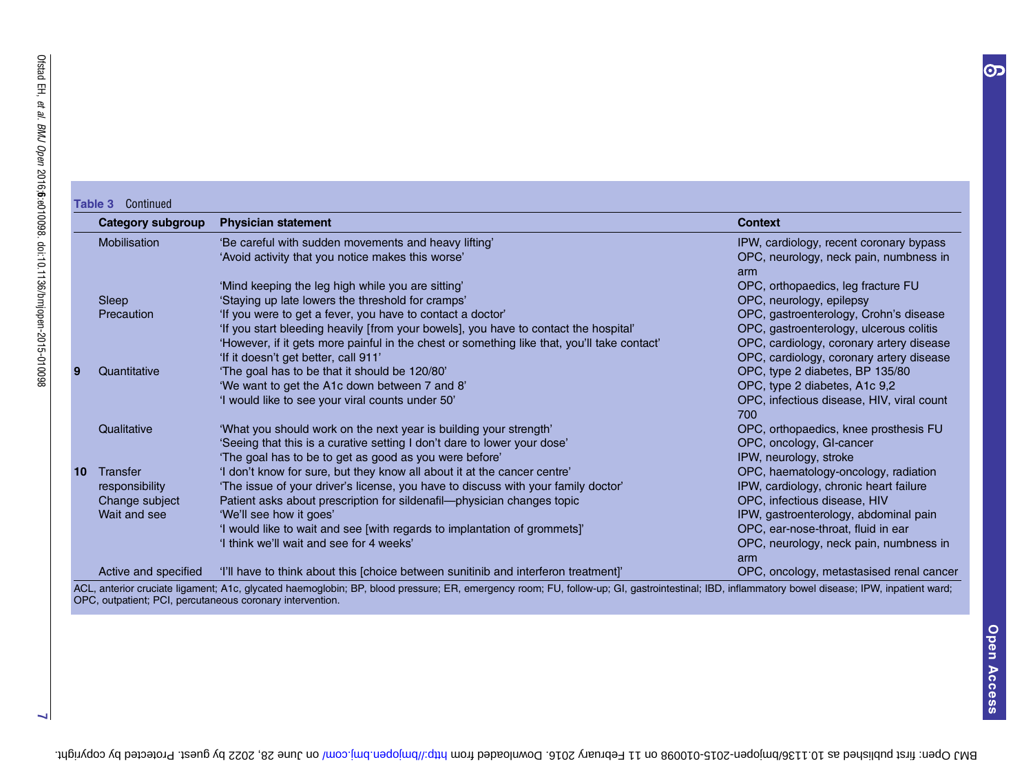**Table 3** Continued

| | Category subgroup | Physician statement | Context |
|---|---|---|---|
| | Mobilisation | 'Be careful with sudden movements and heavy lifting' | IPW, cardiology, recent coronary bypass |
| | | 'Avoid activity that you notice makes this worse' | OPC, neurology, neck pain, numbness in arm |
| | | 'Mind keeping the leg high while you are sitting' | OPC, orthopaedics, leg fracture FU |
| | Sleep | 'Staying up late lowers the threshold for cramps' | OPC, neurology, epilepsy |
| | Precaution | 'If you were to get a fever, you have to contact a doctor' | OPC, gastroenterology, Crohn's disease |
| | | 'If you start bleeding heavily [from your bowels], you have to contact the hospital' | OPC, gastroenterology, ulcerous colitis |
| | | 'However, if it gets more painful in the chest or something like that, you'll take contact' | OPC, cardiology, coronary artery disease |
| | | 'If it doesn't get better, call 911' | OPC, cardiology, coronary artery disease |
| **9** | Quantitative | 'The goal has to be that it should be 120/80' | OPC, type 2 diabetes, BP 135/80 |
| | | 'We want to get the A1c down between 7 and 8' | OPC, type 2 diabetes, A1c 9,2 |
| | | 'I would like to see your viral counts under 50' | OPC, infectious disease, HIV, viral count 700 |
| | Qualitative | 'What you should work on the next year is building your strength' | OPC, orthopaedics, knee prosthesis FU |
| | | 'Seeing that this is a curative setting I don't dare to lower your dose' | OPC, oncology, GI-cancer |
| | | 'The goal has to be to get as good as you were before' | IPW, neurology, stroke |
| **10** | Transfer responsibility | 'I don't know for sure, but they know all about it at the cancer centre' | OPC, haematology-oncology, radiation |
| | | 'The issue of your driver's license, you have to discuss with your family doctor' | IPW, cardiology, chronic heart failure |
| | Change subject | Patient asks about prescription for sildenafil—physician changes topic | OPC, infectious disease, HIV |
| | Wait and see | 'We'll see how it goes' | IPW, gastroenterology, abdominal pain |
| | | 'I would like to wait and see [with regards to implantation of grommets]' | OPC, ear-nose-throat, fluid in ear |
| | | 'I think we'll wait and see for 4 weeks' | OPC, neurology, neck pain, numbness in arm |
| | Active and specified | 'I'll have to think about this [choice between sunitinib and interferon treatment]' | OPC, oncology, metastasised renal cancer |

ACL, anterior cruciate ligament; A1c, glycated haemoglobin; BP, blood pressure; ER, emergency room; FU, follow-up; GI, gastrointestinal; IBD, inflammatory bowel disease; IPW, inpatient ward; OPC, outpatient; PCI, percutaneous coronary intervention.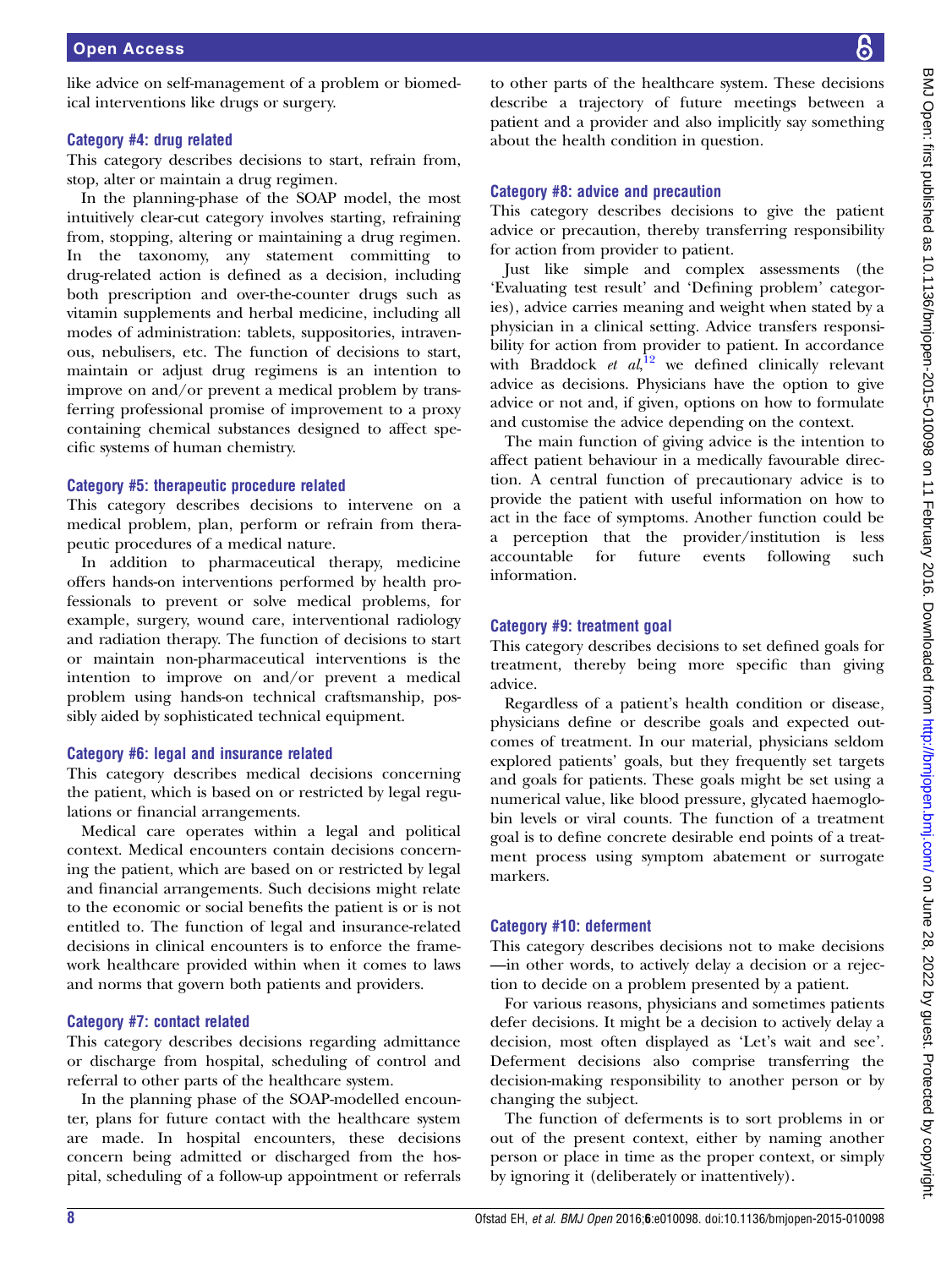like advice on self-management of a problem or biomedical interventions like drugs or surgery.

### Category #4: drug related

This category describes decisions to start, refrain from, stop, alter or maintain a drug regimen.

In the planning-phase of the SOAP model, the most intuitively clear-cut category involves starting, refraining from, stopping, altering or maintaining a drug regimen. In the taxonomy, any statement committing to drug-related action is defined as a decision, including both prescription and over-the-counter drugs such as vitamin supplements and herbal medicine, including all modes of administration: tablets, suppositories, intravenous, nebulisers, etc. The function of decisions to start, maintain or adjust drug regimens is an intention to improve on and/or prevent a medical problem by transferring professional promise of improvement to a proxy containing chemical substances designed to affect specific systems of human chemistry.

### Category #5: therapeutic procedure related

This category describes decisions to intervene on a medical problem, plan, perform or refrain from therapeutic procedures of a medical nature.

In addition to pharmaceutical therapy, medicine offers hands-on interventions performed by health professionals to prevent or solve medical problems, for example, surgery, wound care, interventional radiology and radiation therapy. The function of decisions to start or maintain non-pharmaceutical interventions is the intention to improve on and/or prevent a medical problem using hands-on technical craftsmanship, possibly aided by sophisticated technical equipment.

### Category #6: legal and insurance related

This category describes medical decisions concerning the patient, which is based on or restricted by legal regulations or financial arrangements.

Medical care operates within a legal and political context. Medical encounters contain decisions concerning the patient, which are based on or restricted by legal and financial arrangements. Such decisions might relate to the economic or social benefits the patient is or is not entitled to. The function of legal and insurance-related decisions in clinical encounters is to enforce the framework healthcare provided within when it comes to laws and norms that govern both patients and providers.

### Category #7: contact related

This category describes decisions regarding admittance or discharge from hospital, scheduling of control and referral to other parts of the healthcare system.

In the planning phase of the SOAP-modelled encounter, plans for future contact with the healthcare system are made. In hospital encounters, these decisions concern being admitted or discharged from the hospital, scheduling of a follow-up appointment or referrals to other parts of the healthcare system. These decisions describe a trajectory of future meetings between a patient and a provider and also implicitly say something about the health condition in question.

### Category #8: advice and precaution

This category describes decisions to give the patient advice or precaution, thereby transferring responsibility for action from provider to patient.

Just like simple and complex assessments (the 'Evaluating test result' and 'Defining problem' categories), advice carries meaning and weight when stated by a physician in a clinical setting. Advice transfers responsibility for action from provider to patient. In accordance with Braddock *et al*,[12] we defined clinically relevant advice as decisions. Physicians have the option to give advice or not and, if given, options on how to formulate and customise the advice depending on the context.

The main function of giving advice is the intention to affect patient behaviour in a medically favourable direction. A central function of precautionary advice is to provide the patient with useful information on how to act in the face of symptoms. Another function could be a perception that the provider/institution is less accountable for future events following such information.

### Category #9: treatment goal

This category describes decisions to set defined goals for treatment, thereby being more specific than giving advice.

Regardless of a patient's health condition or disease, physicians define or describe goals and expected outcomes of treatment. In our material, physicians seldom explored patients' goals, but they frequently set targets and goals for patients. These goals might be set using a numerical value, like blood pressure, glycated haemoglobin levels or viral counts. The function of a treatment goal is to define concrete desirable end points of a treatment process using symptom abatement or surrogate markers.

### Category #10: deferment

This category describes decisions not to make decisions—in other words, to actively delay a decision or a rejection to decide on a problem presented by a patient.

For various reasons, physicians and sometimes patients defer decisions. It might be a decision to actively delay a decision, most often displayed as 'Let's wait and see'. Deferment decisions also comprise transferring the decision-making responsibility to another person or by changing the subject.

The function of deferments is to sort problems in or out of the present context, either by naming another person or place in time as the proper context, or simply by ignoring it (deliberately or inattentively).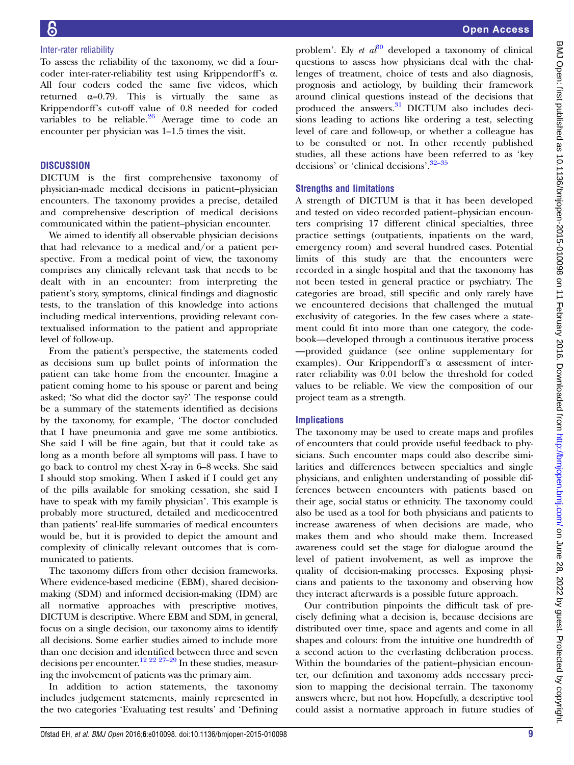### Inter-rater reliability

To assess the reliability of the taxonomy, we did a four-coder inter-rater-reliability test using Krippendorff's α. All four coders coded the same five videos, which returned α=0.79. This is virtually the same as Krippendorff's cut-off value of 0.8 needed for coded variables to be reliable.[26] Average time to code an encounter per physician was 1–1.5 times the visit.

## DISCUSSION

DICTUM is the first comprehensive taxonomy of physician-made medical decisions in patient–physician encounters. The taxonomy provides a precise, detailed and comprehensive description of medical decisions communicated within the patient–physician encounter.

We aimed to identify all observable physician decisions that had relevance to a medical and/or a patient perspective. From a medical point of view, the taxonomy comprises any clinically relevant task that needs to be dealt with in an encounter: from interpreting the patient's story, symptoms, clinical findings and diagnostic tests, to the translation of this knowledge into actions including medical interventions, providing relevant contextualised information to the patient and appropriate level of follow-up.

From the patient's perspective, the statements coded as decisions sum up bullet points of information the patient can take home from the encounter. Imagine a patient coming home to his spouse or parent and being asked; 'So what did the doctor say?' The response could be a summary of the statements identified as decisions by the taxonomy, for example, 'The doctor concluded that I have pneumonia and gave me some antibiotics. She said I will be fine again, but that it could take as long as a month before all symptoms will pass. I have to go back to control my chest X-ray in 6–8 weeks. She said I should stop smoking. When I asked if I could get any of the pills available for smoking cessation, she said I have to speak with my family physician'. This example is probably more structured, detailed and medicocentred than patients' real-life summaries of medical encounters would be, but it is provided to depict the amount and complexity of clinically relevant outcomes that is communicated to patients.

The taxonomy differs from other decision frameworks. Where evidence-based medicine (EBM), shared decision-making (SDM) and informed decision-making (IDM) are all normative approaches with prescriptive motives, DICTUM is descriptive. Where EBM and SDM, in general, focus on a single decision, our taxonomy aims to identify all decisions. Some earlier studies aimed to include more than one decision and identified between three and seven decisions per encounter.[12 22 27–29] In these studies, measuring the involvement of patients was the primary aim.

In addition to action statements, the taxonomy includes judgement statements, mainly represented in the two categories 'Evaluating test results' and 'Defining problem'. Ely *et al*[30] developed a taxonomy of clinical questions to assess how physicians deal with the challenges of treatment, choice of tests and also diagnosis, prognosis and aetiology, by building their framework around clinical questions instead of the decisions that produced the answers.[31] DICTUM also includes decisions leading to actions like ordering a test, selecting level of care and follow-up, or whether a colleague has to be consulted or not. In other recently published studies, all these actions have been referred to as 'key decisions' or 'clinical decisions'.[32–35]

### Strengths and limitations

A strength of DICTUM is that it has been developed and tested on video recorded patient–physician encounters comprising 17 different clinical specialties, three practice settings (outpatients, inpatients on the ward, emergency room) and several hundred cases. Potential limits of this study are that the encounters were recorded in a single hospital and that the taxonomy has not been tested in general practice or psychiatry. The categories are broad, still specific and only rarely have we encountered decisions that challenged the mutual exclusivity of categories. In the few cases where a statement could fit into more than one category, the codebook—developed through a continuous iterative process—provided guidance (see online supplementary for examples). Our Krippendorff's α assessment of inter-rater reliability was 0.01 below the threshold for coded values to be reliable. We view the composition of our project team as a strength.

### Implications

The taxonomy may be used to create maps and profiles of encounters that could provide useful feedback to physicians. Such encounter maps could also describe similarities and differences between specialties and single physicians, and enlighten understanding of possible differences between encounters with patients based on their age, social status or ethnicity. The taxonomy could also be used as a tool for both physicians and patients to increase awareness of when decisions are made, who makes them and who should make them. Increased awareness could set the stage for dialogue around the level of patient involvement, as well as improve the quality of decision-making processes. Exposing physicians and patients to the taxonomy and observing how they interact afterwards is a possible future approach.

Our contribution pinpoints the difficult task of precisely defining what a decision is, because decisions are distributed over time, space and agents and come in all shapes and colours: from the intuitive one hundredth of a second action to the everlasting deliberation process. Within the boundaries of the patient–physician encounter, our definition and taxonomy adds necessary precision to mapping the decisional terrain. The taxonomy answers where, but not how. Hopefully, a descriptive tool could assist a normative approach in future studies of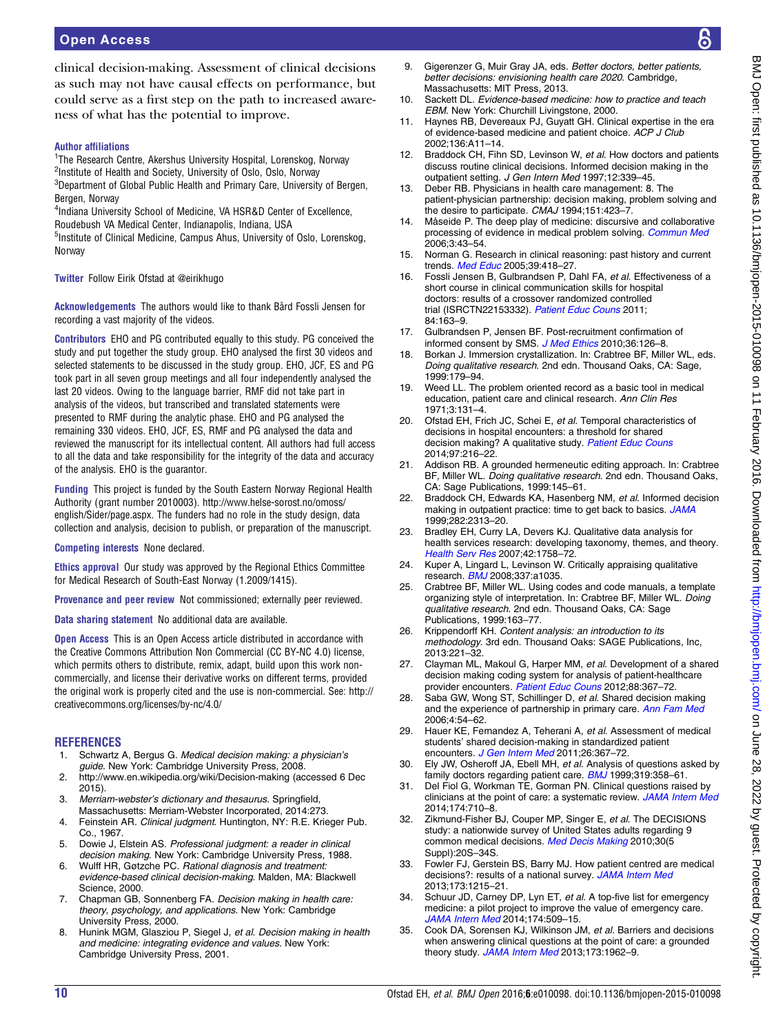clinical decision-making. Assessment of clinical decisions as such may not have causal effects on performance, but could serve as a first step on the path to increased awareness of what has the potential to improve.

**Author affiliations**
[1]The Research Centre, Akershus University Hospital, Lorenskog, Norway
[2]Institute of Health and Society, University of Oslo, Oslo, Norway
[3]Department of Global Public Health and Primary Care, University of Bergen, Bergen, Norway
[4]Indiana University School of Medicine, VA HSR&D Center of Excellence, Roudebush VA Medical Center, Indianapolis, Indiana, USA
[5]Institute of Clinical Medicine, Campus Ahus, University of Oslo, Lorenskog, Norway

**Twitter** Follow Eirik Ofstad at @eirikhugo

**Acknowledgements** The authors would like to thank Bård Fossli Jensen for recording a vast majority of the videos.

**Contributors** EHO and PG contributed equally to this study. PG conceived the study and put together the study group. EHO analysed the first 30 videos and selected statements to be discussed in the study group. EHO, JCF, ES and PG took part in all seven group meetings and all four independently analysed the last 20 videos. Owing to the language barrier, RMF did not take part in analysis of the videos, but transcribed and translated statements were presented to RMF during the analytic phase. EHO and PG analysed the remaining 330 videos. EHO, JCF, ES, RMF and PG analysed the data and reviewed the manuscript for its intellectual content. All authors had full access to all the data and take responsibility for the integrity of the data and accuracy of the analysis. EHO is the guarantor.

**Funding** This project is funded by the South Eastern Norway Regional Health Authority (grant number 2010003). http://www.helse-sorost.no/omoss/english/Sider/page.aspx. The funders had no role in the study design, data collection and analysis, decision to publish, or preparation of the manuscript.

**Competing interests** None declared.

**Ethics approval** Our study was approved by the Regional Ethics Committee for Medical Research of South-East Norway (1.2009/1415).

**Provenance and peer review** Not commissioned; externally peer reviewed.

**Data sharing statement** No additional data are available.

**Open Access** This is an Open Access article distributed in accordance with the Creative Commons Attribution Non Commercial (CC BY-NC 4.0) license, which permits others to distribute, remix, adapt, build upon this work non-commercially, and license their derivative works on different terms, provided the original work is properly cited and the use is non-commercial. See: http://creativecommons.org/licenses/by-nc/4.0/

## REFERENCES

1. Schwartz A, Bergus G. *Medical decision making: a physician's guide*. New York: Cambridge University Press, 2008.
2. http://www.en.wikipedia.org/wiki/Decision-making (accessed 6 Dec 2015).
3. *Merriam-webster's dictionary and thesaurus*. Springfield, Massachusetts: Merriam-Webster Incorporated, 2014:273.
4. Feinstein AR. *Clinical judgment*. Huntington, NY: R.E. Krieger Pub. Co., 1967.
5. Dowie J, Elstein AS. *Professional judgment: a reader in clinical decision making*. New York: Cambridge University Press, 1988.
6. Wulff HR, Gøtzche PC. *Rational diagnosis and treatment: evidence-based clinical decision-making*. Malden, MA: Blackwell Science, 2000.
7. Chapman GB, Sonnenberg FA. *Decision making in health care: theory, psychology, and applications*. New York: Cambridge University Press, 2000.
8. Hunink MGM, Glasziou P, Siegel J, *et al*. *Decision making in health and medicine: integrating evidence and values*. New York: Cambridge University Press, 2001.
9. Gigerenzer G, Muir Gray JA, eds. *Better doctors, better patients, better decisions: envisioning health care 2020*. Cambridge, Massachusetts: MIT Press, 2013.
10. Sackett DL. *Evidence-based medicine: how to practice and teach EBM*. New York: Churchill Livingstone, 2000.
11. Haynes RB, Devereaux PJ, Guyatt GH. Clinical expertise in the era of evidence-based medicine and patient choice. *ACP J Club* 2002;136:A11–14.
12. Braddock CH, Fihn SD, Levinson W, *et al*. How doctors and patients discuss routine clinical decisions. Informed decision making in the outpatient setting. *J Gen Intern Med* 1997;12:339–45.
13. Deber RB. Physicians in health care management: 8. The patient-physician partnership: decision making, problem solving and the desire to participate. *CMAJ* 1994;151:423–7.
14. Måseide P. The deep play of medicine: discursive and collaborative processing of evidence in medical problem solving. *Commun Med* 2006;3:43–54.
15. Norman G. Research in clinical reasoning: past history and current trends. *Med Educ* 2005;39:418–27.
16. Fossli Jensen B, Gulbrandsen P, Dahl FA, *et al*. Effectiveness of a short course in clinical communication skills for hospital doctors: results of a crossover randomized controlled trial (ISRCTN22153332). *Patient Educ Couns* 2011; 84:163–9.
17. Gulbrandsen P, Jensen BF. Post-recruitment confirmation of informed consent by SMS. *J Med Ethics* 2010;36:126–8.
18. Borkan J. Immersion crystallization. In: Crabtree BF, Miller WL, eds. *Doing qualitative research*. 2nd edn. Thousand Oaks, CA: Sage, 1999:179–94.
19. Weed LL. The problem oriented record as a basic tool in medical education, patient care and clinical research. *Ann Clin Res* 1971;3:131–4.
20. Ofstad EH, Frich JC, Schei E, *et al*. Temporal characteristics of decisions in hospital encounters: a threshold for shared decision making? A qualitative study. *Patient Educ Couns* 2014;97:216–22.
21. Addison RB. A grounded hermeneutic editing approach. In: Crabtree BF, Miller WL. *Doing qualitative research*. 2nd edn. Thousand Oaks, CA: Sage Publications, 1999:145–61.
22. Braddock CH, Edwards KA, Hasenberg NM, *et al*. Informed decision making in outpatient practice: time to get back to basics. *JAMA* 1999;282:2313–20.
23. Bradley EH, Curry LA, Devers KJ. Qualitative data analysis for health services research: developing taxonomy, themes, and theory. *Health Serv Res* 2007;42:1758–72.
24. Kuper A, Lingard L, Levinson W. Critically appraising qualitative research. *BMJ* 2008;337:a1035.
25. Crabtree BF, Miller WL. Using codes and code manuals, a template organizing style of interpretation. In: Crabtree BF, Miller WL. *Doing qualitative research*. 2nd edn. Thousand Oaks, CA: Sage Publications, 1999:163–77.
26. Krippendorff KH. *Content analysis: an introduction to its methodology*. 3rd edn. Thousand Oaks: SAGE Publications, Inc, 2013:221–32.
27. Clayman ML, Makoul G, Harper MM, *et al*. Development of a shared decision making coding system for analysis of patient-healthcare provider encounters. *Patient Educ Couns* 2012;88:367–72.
28. Saba GW, Wong ST, Schillinger D, *et al*. Shared decision making and the experience of partnership in primary care. *Ann Fam Med* 2006;4:54–62.
29. Hauer KE, Fernandez A, Teherani A, *et al*. Assessment of medical students' shared decision-making in standardized patient encounters. *J Gen Intern Med* 2011;26:367–72.
30. Ely JW, Osheroff JA, Ebell MH, *et al*. Analysis of questions asked by family doctors regarding patient care. *BMJ* 1999;319:358–61.
31. Del Fiol G, Workman TE, Gorman PN. Clinical questions raised by clinicians at the point of care: a systematic review. *JAMA Intern Med* 2014;174:710–8.
32. Zikmund-Fisher BJ, Couper MP, Singer E, *et al*. The DECISIONS study: a nationwide survey of United States adults regarding 9 common medical decisions. *Med Decis Making* 2010;30(5 Suppl):20S–34S.
33. Fowler FJ, Gerstein BS, Barry MJ. How patient centred are medical decisions?: results of a national survey. *JAMA Intern Med* 2013;173:1215–21.
34. Schuur JD, Carney DP, Lyn ET, *et al*. A top-five list for emergency medicine: a pilot project to improve the value of emergency care. *JAMA Intern Med* 2014;174:509–15.
35. Cook DA, Sorensen KJ, Wilkinson JM, *et al*. Barriers and decisions when answering clinical questions at the point of care: a grounded theory study. *JAMA Intern Med* 2013;173:1962–9.